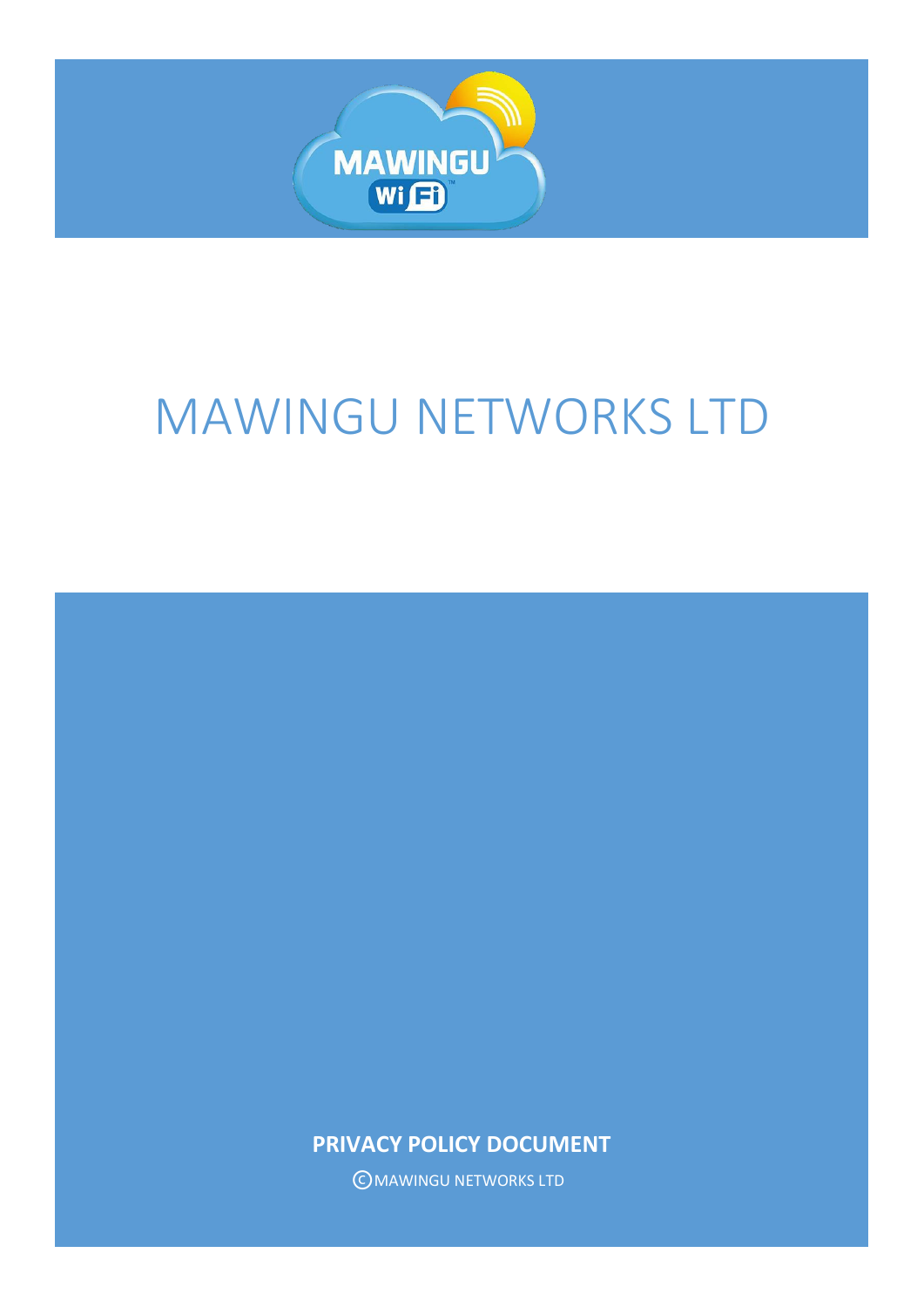MAWINGU WiFi

# MAWINGU NETWORKS LTD

**PRIVACY POLICY DOCUMENT**

© MAWINGU NETWORKS LTD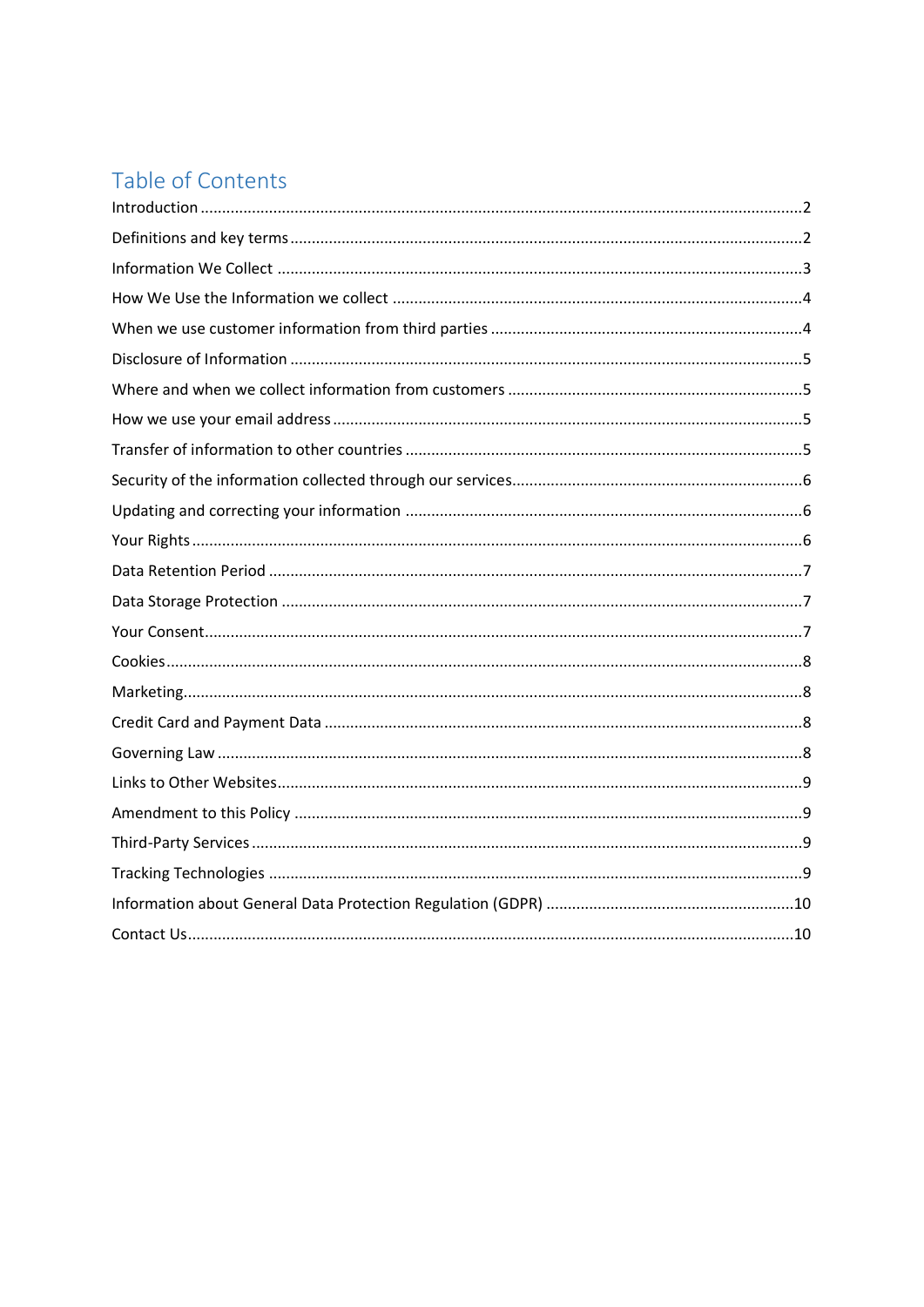# Table of Contents

Introduction ........................................................................................................................................2
Definitions and key terms ...................................................................................................................2
Information We Collect .......................................................................................................................3
How We Use the Information we collect ............................................................................................4
When we use customer information from third parties .....................................................................4
Disclosure of Information ....................................................................................................................5
Where and when we collect information from customers ..................................................................5
How we use your email address .........................................................................................................5
Transfer of information to other countries .........................................................................................5
Security of the information collected through our services.................................................................6
Updating and correcting your information ..........................................................................................6
Your Rights ..........................................................................................................................................6
Data Retention Period .........................................................................................................................7
Data Storage Protection ......................................................................................................................7
Your Consent........................................................................................................................................7
Cookies ................................................................................................................................................8
Marketing.............................................................................................................................................8
Credit Card and Payment Data ............................................................................................................8
Governing Law .....................................................................................................................................8
Links to Other Websites.......................................................................................................................9
Amendment to this Policy ....................................................................................................................9
Third-Party Services .............................................................................................................................9
Tracking Technologies ..........................................................................................................................9
Information about General Data Protection Regulation (GDPR) .........................................................10
Contact Us..........................................................................................................................................10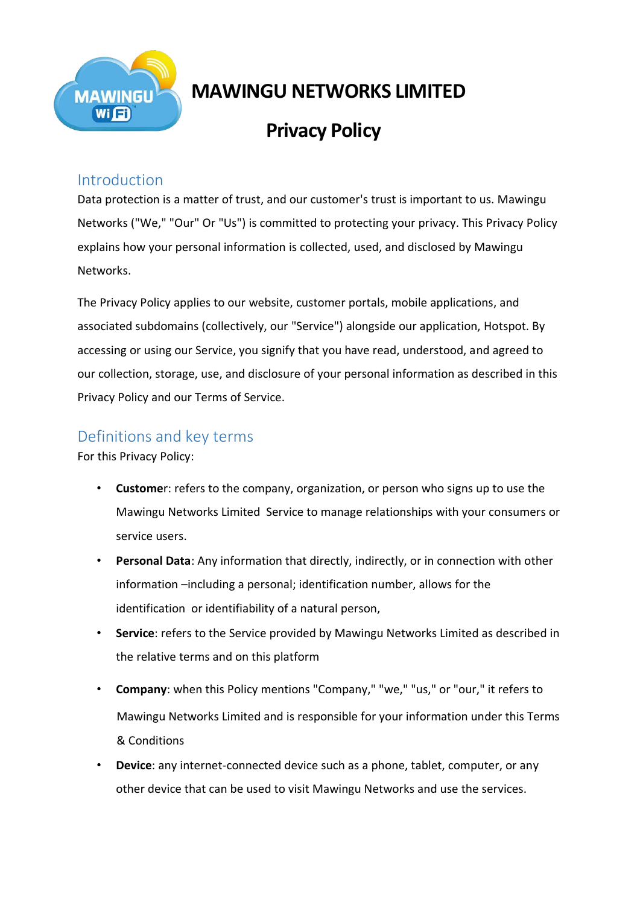# MAWINGU NETWORKS LIMITED

# Privacy Policy

## Introduction

Data protection is a matter of trust, and our customer's trust is important to us. Mawingu Networks ("We," "Our" Or "Us") is committed to protecting your privacy. This Privacy Policy explains how your personal information is collected, used, and disclosed by Mawingu Networks.

The Privacy Policy applies to our website, customer portals, mobile applications, and associated subdomains (collectively, our "Service") alongside our application, Hotspot. By accessing or using our Service, you signify that you have read, understood, and agreed to our collection, storage, use, and disclosure of your personal information as described in this Privacy Policy and our Terms of Service.

## Definitions and key terms

For this Privacy Policy:

- **Customer**: refers to the company, organization, or person who signs up to use the Mawingu Networks Limited Service to manage relationships with your consumers or service users.
- **Personal Data**: Any information that directly, indirectly, or in connection with other information –including a personal; identification number, allows for the identification or identifiability of a natural person,
- **Service**: refers to the Service provided by Mawingu Networks Limited as described in the relative terms and on this platform
- **Company**: when this Policy mentions "Company," "we," "us," or "our," it refers to Mawingu Networks Limited and is responsible for your information under this Terms & Conditions
- **Device**: any internet-connected device such as a phone, tablet, computer, or any other device that can be used to visit Mawingu Networks and use the services.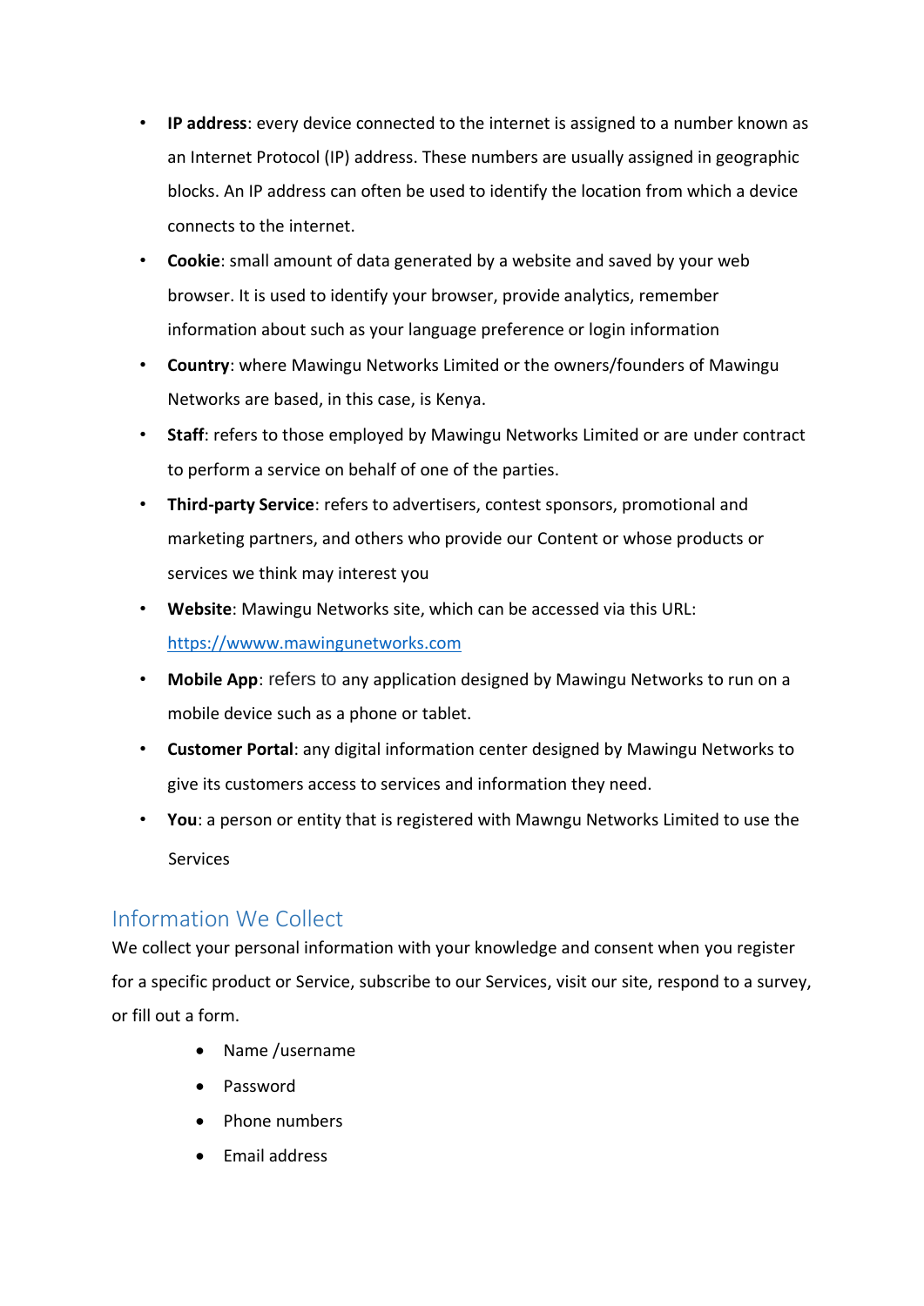- **IP address**: every device connected to the internet is assigned to a number known as an Internet Protocol (IP) address. These numbers are usually assigned in geographic blocks. An IP address can often be used to identify the location from which a device connects to the internet.
- **Cookie**: small amount of data generated by a website and saved by your web browser. It is used to identify your browser, provide analytics, remember information about such as your language preference or login information
- **Country**: where Mawingu Networks Limited or the owners/founders of Mawingu Networks are based, in this case, is Kenya.
- **Staff**: refers to those employed by Mawingu Networks Limited or are under contract to perform a service on behalf of one of the parties.
- **Third-party Service**: refers to advertisers, contest sponsors, promotional and marketing partners, and others who provide our Content or whose products or services we think may interest you
- **Website**: Mawingu Networks site, which can be accessed via this URL: https://wwww.mawingunetworks.com
- **Mobile App**: refers to any application designed by Mawingu Networks to run on a mobile device such as a phone or tablet.
- **Customer Portal**: any digital information center designed by Mawingu Networks to give its customers access to services and information they need.
- **You**: a person or entity that is registered with Mawngu Networks Limited to use the Services

## Information We Collect

We collect your personal information with your knowledge and consent when you register for a specific product or Service, subscribe to our Services, visit our site, respond to a survey, or fill out a form.

- Name /username
- Password
- Phone numbers
- Email address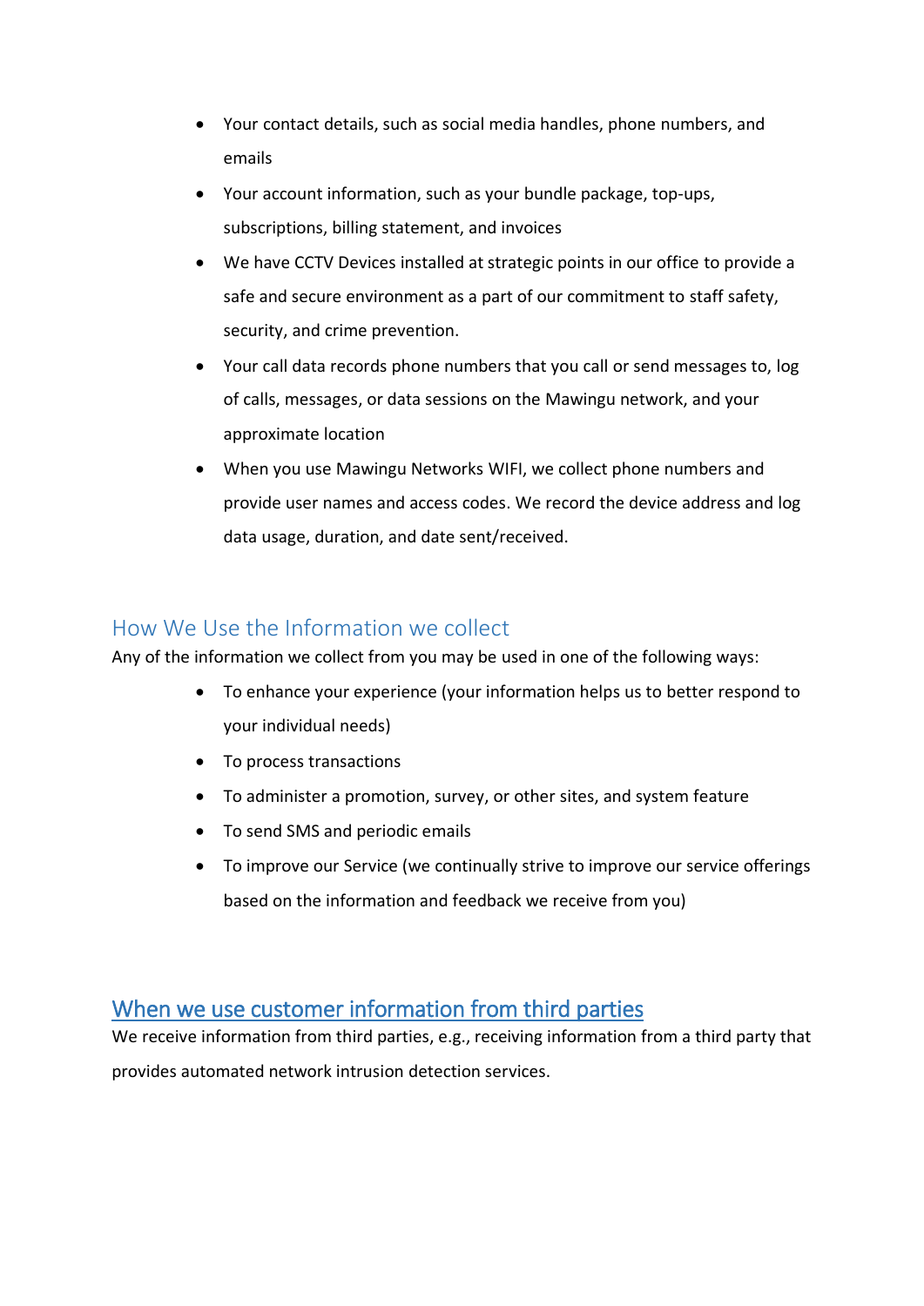- Your contact details, such as social media handles, phone numbers, and emails
- Your account information, such as your bundle package, top-ups, subscriptions, billing statement, and invoices
- We have CCTV Devices installed at strategic points in our office to provide a safe and secure environment as a part of our commitment to staff safety, security, and crime prevention.
- Your call data records phone numbers that you call or send messages to, log of calls, messages, or data sessions on the Mawingu network, and your approximate location
- When you use Mawingu Networks WIFI, we collect phone numbers and provide user names and access codes. We record the device address and log data usage, duration, and date sent/received.

## How We Use the Information we collect

Any of the information we collect from you may be used in one of the following ways:

- To enhance your experience (your information helps us to better respond to your individual needs)
- To process transactions
- To administer a promotion, survey, or other sites, and system feature
- To send SMS and periodic emails
- To improve our Service (we continually strive to improve our service offerings based on the information and feedback we receive from you)

## When we use customer information from third parties

We receive information from third parties, e.g., receiving information from a third party that provides automated network intrusion detection services.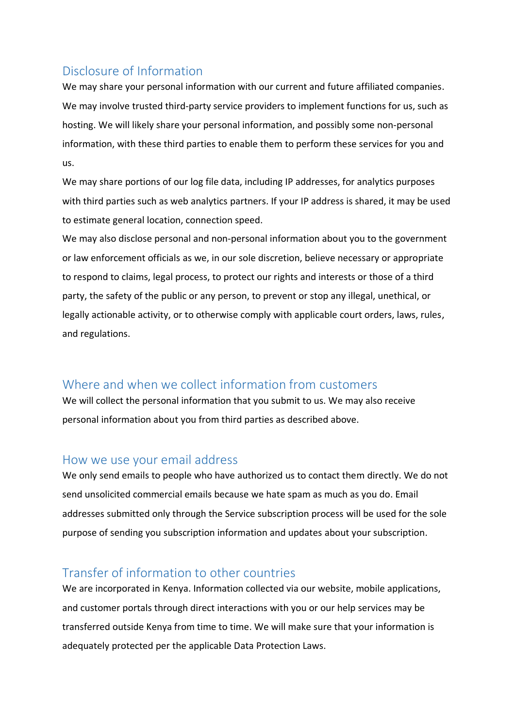## Disclosure of Information

We may share your personal information with our current and future affiliated companies. We may involve trusted third-party service providers to implement functions for us, such as hosting. We will likely share your personal information, and possibly some non-personal information, with these third parties to enable them to perform these services for you and us.

We may share portions of our log file data, including IP addresses, for analytics purposes with third parties such as web analytics partners. If your IP address is shared, it may be used to estimate general location, connection speed.

We may also disclose personal and non-personal information about you to the government or law enforcement officials as we, in our sole discretion, believe necessary or appropriate to respond to claims, legal process, to protect our rights and interests or those of a third party, the safety of the public or any person, to prevent or stop any illegal, unethical, or legally actionable activity, or to otherwise comply with applicable court orders, laws, rules, and regulations.

## Where and when we collect information from customers

We will collect the personal information that you submit to us. We may also receive personal information about you from third parties as described above.

## How we use your email address

We only send emails to people who have authorized us to contact them directly. We do not send unsolicited commercial emails because we hate spam as much as you do. Email addresses submitted only through the Service subscription process will be used for the sole purpose of sending you subscription information and updates about your subscription.

## Transfer of information to other countries

We are incorporated in Kenya. Information collected via our website, mobile applications, and customer portals through direct interactions with you or our help services may be transferred outside Kenya from time to time. We will make sure that your information is adequately protected per the applicable Data Protection Laws.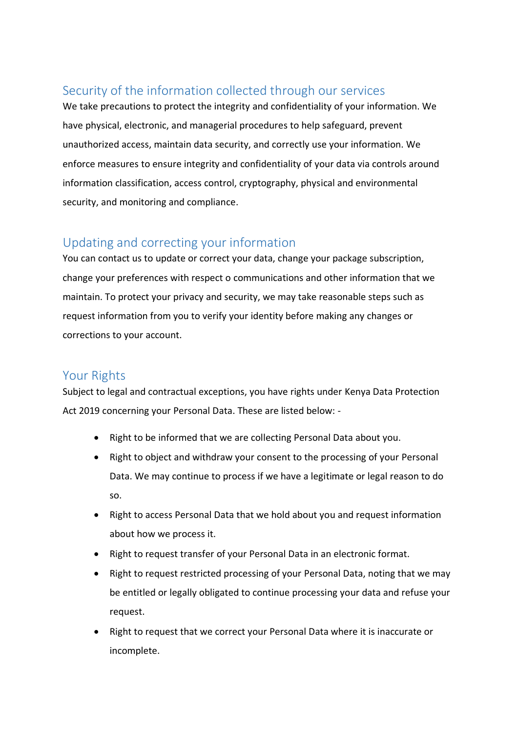## Security of the information collected through our services

We take precautions to protect the integrity and confidentiality of your information. We have physical, electronic, and managerial procedures to help safeguard, prevent unauthorized access, maintain data security, and correctly use your information. We enforce measures to ensure integrity and confidentiality of your data via controls around information classification, access control, cryptography, physical and environmental security, and monitoring and compliance.

## Updating and correcting your information

You can contact us to update or correct your data, change your package subscription, change your preferences with respect o communications and other information that we maintain. To protect your privacy and security, we may take reasonable steps such as request information from you to verify your identity before making any changes or corrections to your account.

## Your Rights

Subject to legal and contractual exceptions, you have rights under Kenya Data Protection Act 2019 concerning your Personal Data. These are listed below: -

- Right to be informed that we are collecting Personal Data about you.
- Right to object and withdraw your consent to the processing of your Personal Data. We may continue to process if we have a legitimate or legal reason to do so.
- Right to access Personal Data that we hold about you and request information about how we process it.
- Right to request transfer of your Personal Data in an electronic format.
- Right to request restricted processing of your Personal Data, noting that we may be entitled or legally obligated to continue processing your data and refuse your request.
- Right to request that we correct your Personal Data where it is inaccurate or incomplete.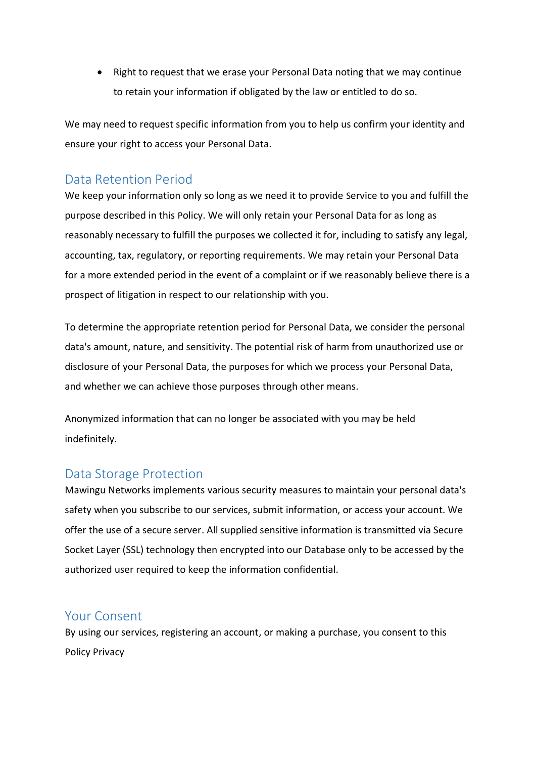- Right to request that we erase your Personal Data noting that we may continue to retain your information if obligated by the law or entitled to do so.

We may need to request specific information from you to help us confirm your identity and ensure your right to access your Personal Data.

## Data Retention Period

We keep your information only so long as we need it to provide Service to you and fulfill the purpose described in this Policy. We will only retain your Personal Data for as long as reasonably necessary to fulfill the purposes we collected it for, including to satisfy any legal, accounting, tax, regulatory, or reporting requirements. We may retain your Personal Data for a more extended period in the event of a complaint or if we reasonably believe there is a prospect of litigation in respect to our relationship with you.

To determine the appropriate retention period for Personal Data, we consider the personal data's amount, nature, and sensitivity. The potential risk of harm from unauthorized use or disclosure of your Personal Data, the purposes for which we process your Personal Data, and whether we can achieve those purposes through other means.

Anonymized information that can no longer be associated with you may be held indefinitely.

## Data Storage Protection

Mawingu Networks implements various security measures to maintain your personal data's safety when you subscribe to our services, submit information, or access your account. We offer the use of a secure server. All supplied sensitive information is transmitted via Secure Socket Layer (SSL) technology then encrypted into our Database only to be accessed by the authorized user required to keep the information confidential.

## Your Consent

By using our services, registering an account, or making a purchase, you consent to this Policy Privacy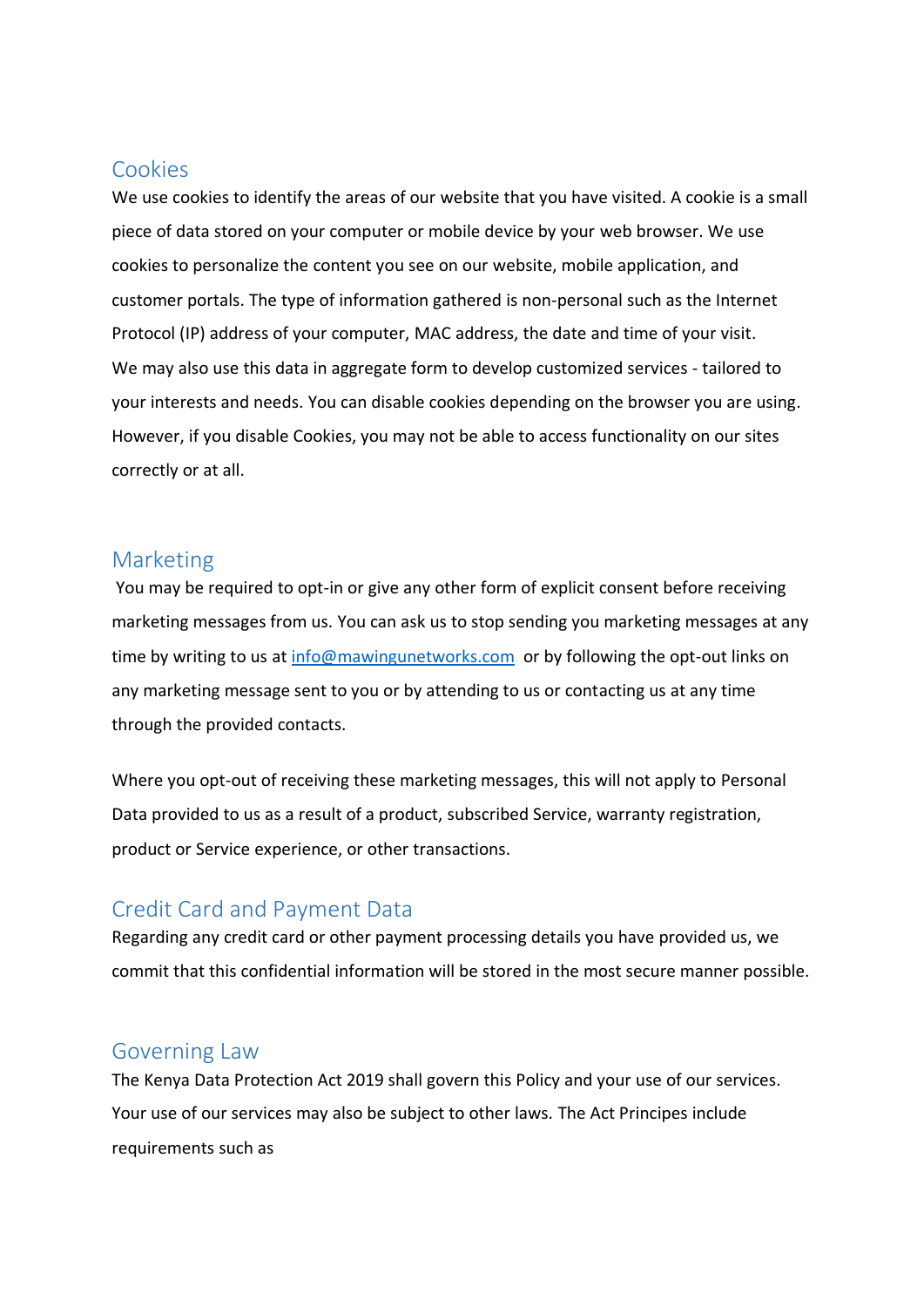## Cookies

We use cookies to identify the areas of our website that you have visited. A cookie is a small piece of data stored on your computer or mobile device by your web browser. We use cookies to personalize the content you see on our website, mobile application, and customer portals. The type of information gathered is non-personal such as the Internet Protocol (IP) address of your computer, MAC address, the date and time of your visit. We may also use this data in aggregate form to develop customized services - tailored to your interests and needs. You can disable cookies depending on the browser you are using. However, if you disable Cookies, you may not be able to access functionality on our sites correctly or at all.

## Marketing

You may be required to opt-in or give any other form of explicit consent before receiving marketing messages from us. You can ask us to stop sending you marketing messages at any time by writing to us at [info@mawingunetworks.com](mailto:info@mawingunetworks.com) or by following the opt-out links on any marketing message sent to you or by attending to us or contacting us at any time through the provided contacts.

Where you opt-out of receiving these marketing messages, this will not apply to Personal Data provided to us as a result of a product, subscribed Service, warranty registration, product or Service experience, or other transactions.

## Credit Card and Payment Data

Regarding any credit card or other payment processing details you have provided us, we commit that this confidential information will be stored in the most secure manner possible.

## Governing Law

The Kenya Data Protection Act 2019 shall govern this Policy and your use of our services. Your use of our services may also be subject to other laws. The Act Principes include requirements such as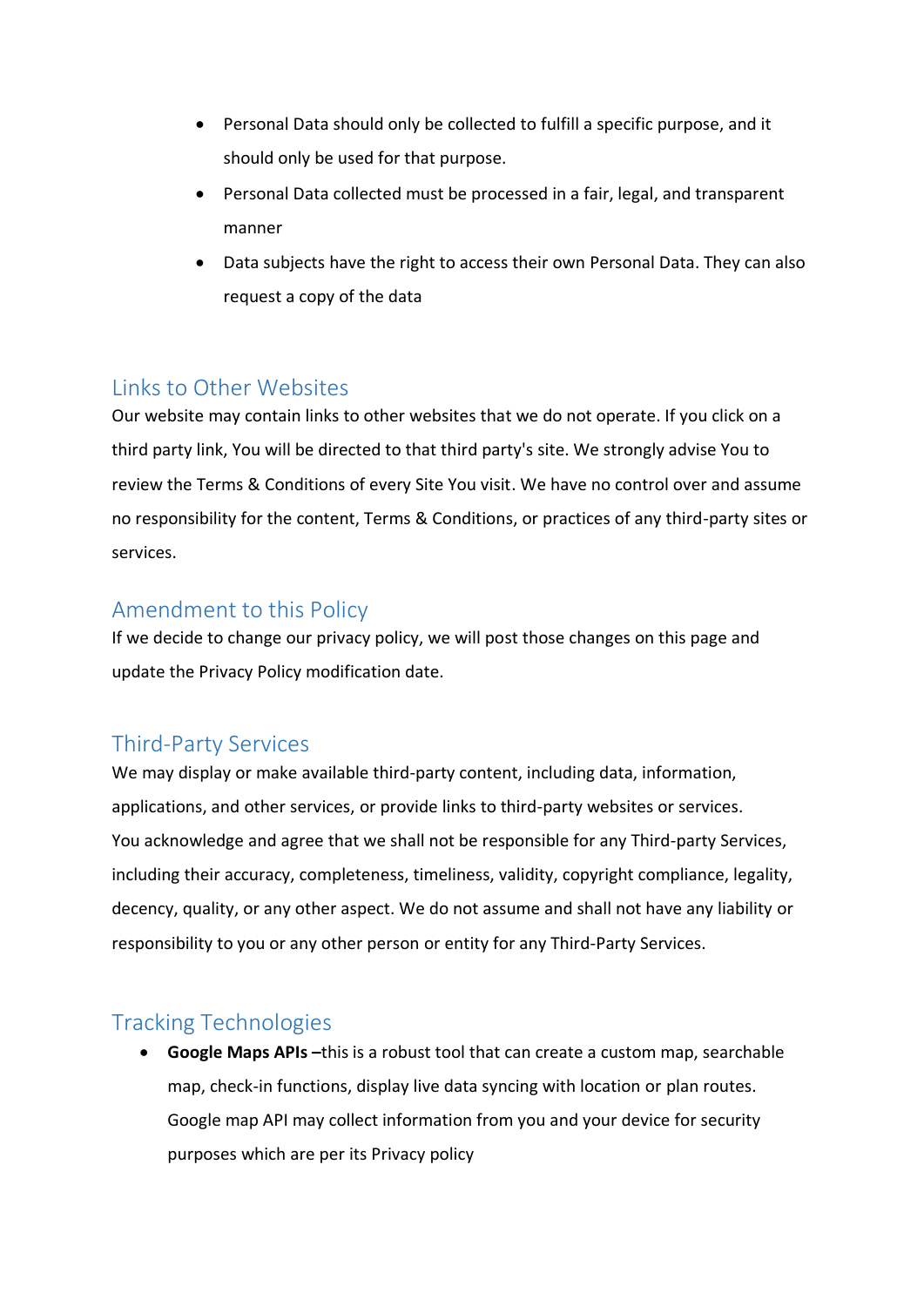- Personal Data should only be collected to fulfill a specific purpose, and it should only be used for that purpose.
- Personal Data collected must be processed in a fair, legal, and transparent manner
- Data subjects have the right to access their own Personal Data. They can also request a copy of the data

## Links to Other Websites

Our website may contain links to other websites that we do not operate. If you click on a third party link, You will be directed to that third party's site. We strongly advise You to review the Terms & Conditions of every Site You visit. We have no control over and assume no responsibility for the content, Terms & Conditions, or practices of any third-party sites or services.

## Amendment to this Policy

If we decide to change our privacy policy, we will post those changes on this page and update the Privacy Policy modification date.

## Third-Party Services

We may display or make available third-party content, including data, information, applications, and other services, or provide links to third-party websites or services. You acknowledge and agree that we shall not be responsible for any Third-party Services, including their accuracy, completeness, timeliness, validity, copyright compliance, legality, decency, quality, or any other aspect. We do not assume and shall not have any liability or responsibility to you or any other person or entity for any Third-Party Services.

## Tracking Technologies

- **Google Maps APIs –**this is a robust tool that can create a custom map, searchable map, check-in functions, display live data syncing with location or plan routes. Google map API may collect information from you and your device for security purposes which are per its Privacy policy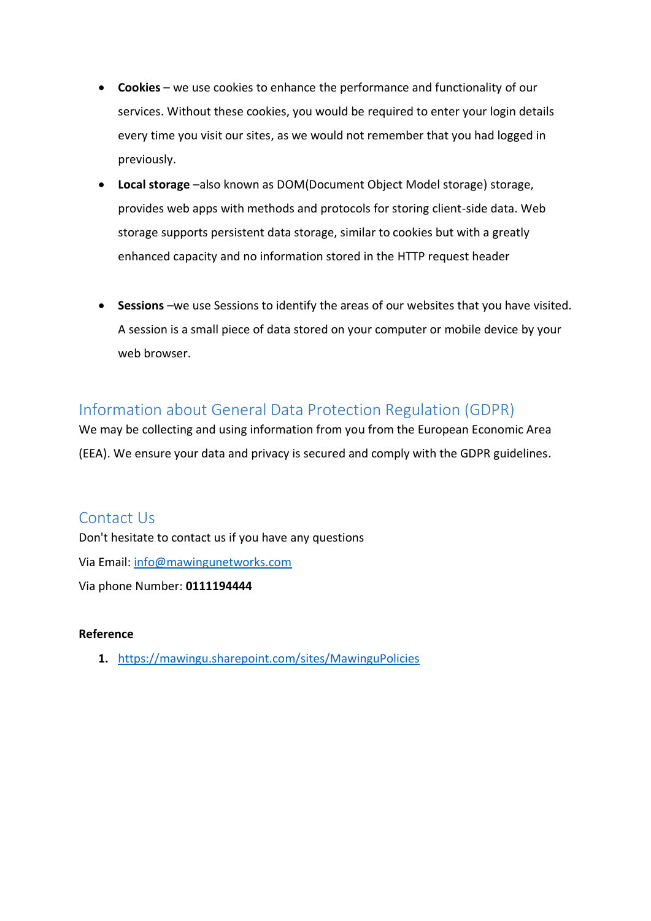- **Cookies** – we use cookies to enhance the performance and functionality of our services. Without these cookies, you would be required to enter your login details every time you visit our sites, as we would not remember that you had logged in previously.
- **Local storage** –also known as DOM(Document Object Model storage) storage, provides web apps with methods and protocols for storing client-side data. Web storage supports persistent data storage, similar to cookies but with a greatly enhanced capacity and no information stored in the HTTP request header
- **Sessions** –we use Sessions to identify the areas of our websites that you have visited. A session is a small piece of data stored on your computer or mobile device by your web browser.

## Information about General Data Protection Regulation (GDPR)

We may be collecting and using information from you from the European Economic Area (EEA). We ensure your data and privacy is secured and comply with the GDPR guidelines.

## Contact Us

Don't hesitate to contact us if you have any questions

Via Email: [info@mawingunetworks.com](mailto:info@mawingunetworks.com)

Via phone Number: **0111194444**

**Reference**

1. [https://mawingu.sharepoint.com/sites/MawinguPolicies](https://mawingu.sharepoint.com/sites/MawinguPolicies)